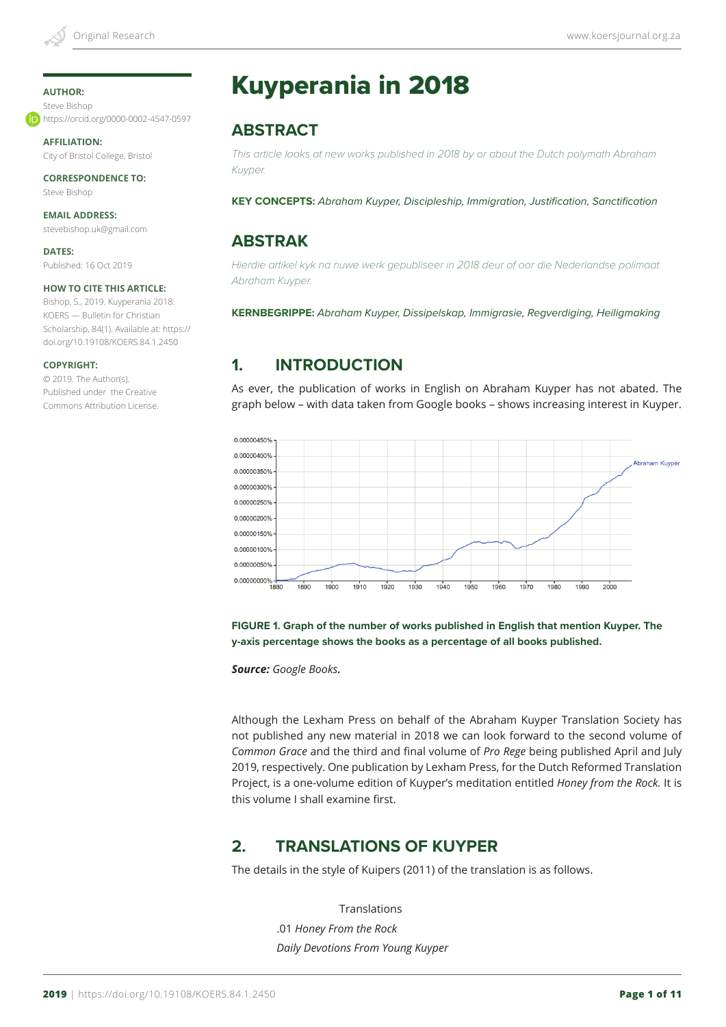**AUTHOR:**
Steve Bishop
https://orcid.org/0000-0002-4547-0597

**AFFILIATION:**
City of Bristol College, Bristol

**CORRESPONDENCE TO:**
Steve Bishop

**EMAIL ADDRESS:**
stevebishop.uk@gmail.com

**DATES:**
Published: 16 Oct 2019

**HOW TO CITE THIS ARTICLE:**
Bishop, S., 2019. Kuyperania 2018. KOERS — Bulletin for Christian Scholarship, 84(1). Available at: https://doi.org/10.19108/KOERS.84.1.2450

**COPYRIGHT:**
© 2019. The Author(s). Published under the Creative Commons Attribution License.

# Kuyperania in 2018

## ABSTRACT

*This article looks at new works published in 2018 by or about the Dutch polymath Abraham Kuyper.*

**KEY CONCEPTS:** *Abraham Kuyper, Discipleship, Immigration, Justification, Sanctification*

## ABSTRAK

*Hierdie artikel kyk na nuwe werk gepubliseer in 2018 deur of oor die Nederlandse polimaat Abraham Kuyper.*

**KERNBEGRIPPE:** *Abraham Kuyper, Dissipelskap, Immigrasie, Regverdiging, Heiligmaking*

## 1. INTRODUCTION

As ever, the publication of works in English on Abraham Kuyper has not abated. The graph below – with data taken from Google books – shows increasing interest in Kuyper.

**FIGURE 1. Graph of the number of works published in English that mention Kuyper. The y-axis percentage shows the books as a percentage of all books published.**

***Source:*** *Google Books.*

Although the Lexham Press on behalf of the Abraham Kuyper Translation Society has not published any new material in 2018 we can look forward to the second volume of *Common Grace* and the third and final volume of *Pro Rege* being published April and July 2019, respectively. One publication by Lexham Press, for the Dutch Reformed Translation Project, is a one-volume edition of Kuyper's meditation entitled *Honey from the Rock.* It is this volume I shall examine first.

## 2. TRANSLATIONS OF KUYPER

The details in the style of Kuipers (2011) of the translation is as follows.

Translations

.01 *Honey From the Rock*

*Daily Devotions From Young Kuyper*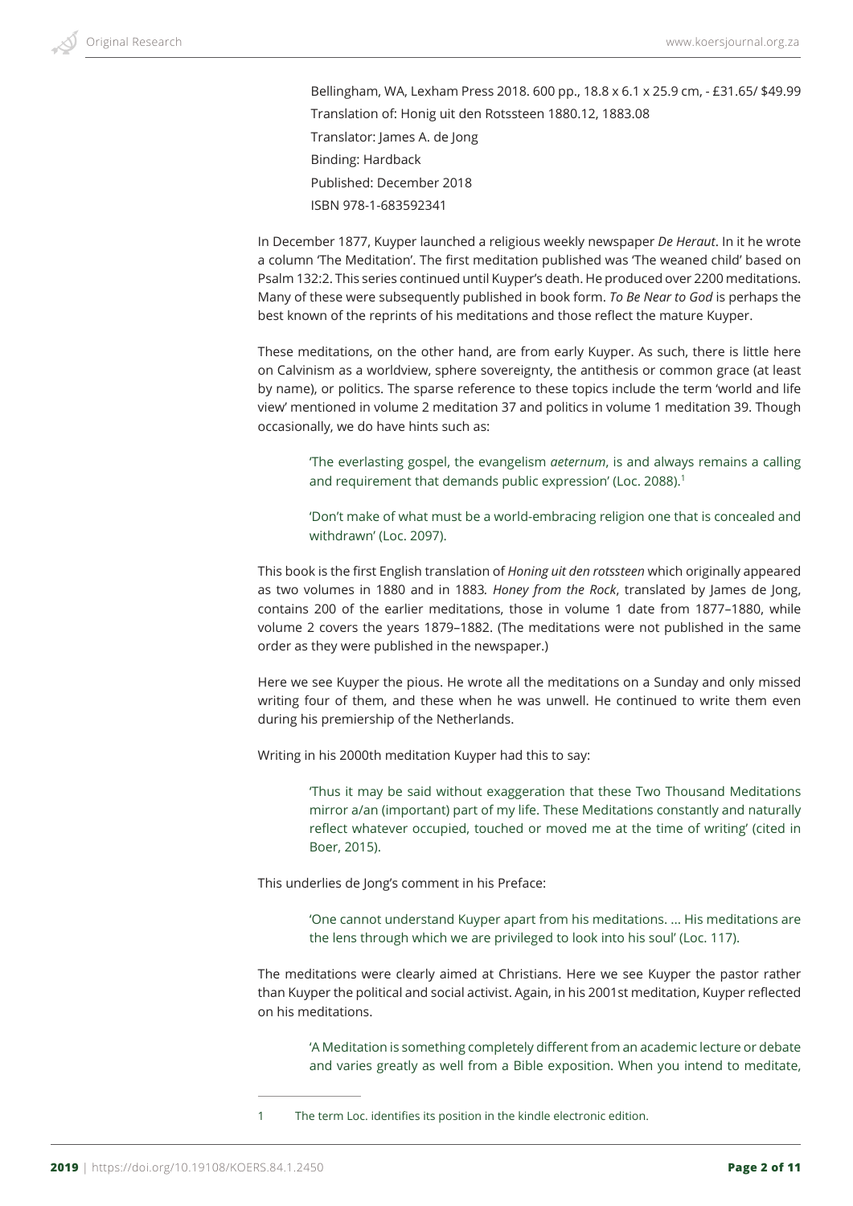Bellingham, WA, Lexham Press 2018. 600 pp., 18.8 x 6.1 x 25.9 cm, - £31.65/ $49.99

Translation of: Honig uit den Rotssteen 1880.12, 1883.08

Translator: James A. de Jong

Binding: Hardback

Published: December 2018

ISBN 978-1-683592341

In December 1877, Kuyper launched a religious weekly newspaper *De Heraut*. In it he wrote a column 'The Meditation'. The first meditation published was 'The weaned child' based on Psalm 132:2. This series continued until Kuyper's death. He produced over 2200 meditations. Many of these were subsequently published in book form. *To Be Near to God* is perhaps the best known of the reprints of his meditations and those reflect the mature Kuyper.

These meditations, on the other hand, are from early Kuyper. As such, there is little here on Calvinism as a worldview, sphere sovereignty, the antithesis or common grace (at least by name), or politics. The sparse reference to these topics include the term 'world and life view' mentioned in volume 2 meditation 37 and politics in volume 1 meditation 39. Though occasionally, we do have hints such as:

> 'The everlasting gospel, the evangelism *aeternum*, is and always remains a calling and requirement that demands public expression' (Loc. 2088).[1]

> 'Don't make of what must be a world-embracing religion one that is concealed and withdrawn' (Loc. 2097).

This book is the first English translation of *Honing uit den rotssteen* which originally appeared as two volumes in 1880 and in 1883. *Honey from the Rock*, translated by James de Jong, contains 200 of the earlier meditations, those in volume 1 date from 1877–1880, while volume 2 covers the years 1879–1882. (The meditations were not published in the same order as they were published in the newspaper.)

Here we see Kuyper the pious. He wrote all the meditations on a Sunday and only missed writing four of them, and these when he was unwell. He continued to write them even during his premiership of the Netherlands.

Writing in his 2000th meditation Kuyper had this to say:

> 'Thus it may be said without exaggeration that these Two Thousand Meditations mirror a/an (important) part of my life. These Meditations constantly and naturally reflect whatever occupied, touched or moved me at the time of writing' (cited in Boer, 2015).

This underlies de Jong's comment in his Preface:

> 'One cannot understand Kuyper apart from his meditations. ... His meditations are the lens through which we are privileged to look into his soul' (Loc. 117).

The meditations were clearly aimed at Christians. Here we see Kuyper the pastor rather than Kuyper the political and social activist. Again, in his 2001st meditation, Kuyper reflected on his meditations.

> 'A Meditation is something completely different from an academic lecture or debate and varies greatly as well from a Bible exposition. When you intend to meditate,

---

1 The term Loc. identifies its position in the kindle electronic edition.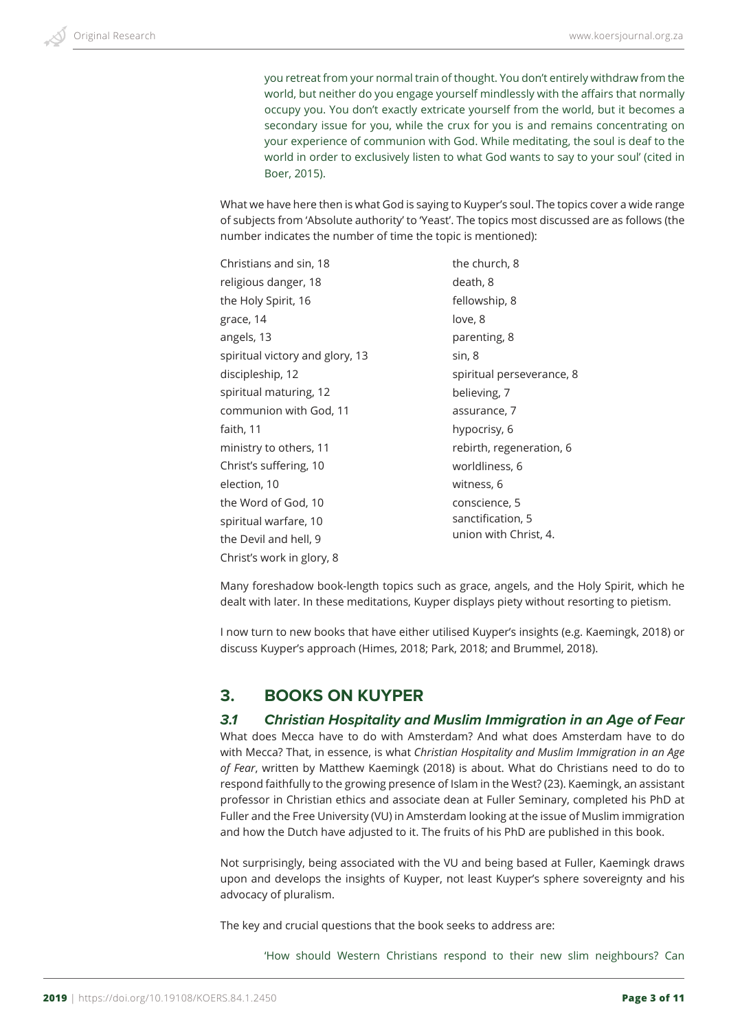you retreat from your normal train of thought. You don't entirely withdraw from the world, but neither do you engage yourself mindlessly with the affairs that normally occupy you. You don't exactly extricate yourself from the world, but it becomes a secondary issue for you, while the crux for you is and remains concentrating on your experience of communion with God. While meditating, the soul is deaf to the world in order to exclusively listen to what God wants to say to your soul' (cited in Boer, 2015).

What we have here then is what God is saying to Kuyper's soul. The topics cover a wide range of subjects from 'Absolute authority' to 'Yeast'. The topics most discussed are as follows (the number indicates the number of time the topic is mentioned):

Christians and sin, 18
religious danger, 18
the Holy Spirit, 16
grace, 14
angels, 13
spiritual victory and glory, 13
discipleship, 12
spiritual maturing, 12
communion with God, 11
faith, 11
ministry to others, 11
Christ's suffering, 10
election, 10
the Word of God, 10
spiritual warfare, 10
the Devil and hell, 9
Christ's work in glory, 8
the church, 8
death, 8
fellowship, 8
love, 8
parenting, 8
sin, 8
spiritual perseverance, 8
believing, 7
assurance, 7
hypocrisy, 6
rebirth, regeneration, 6
worldliness, 6
witness, 6
conscience, 5
sanctification, 5
union with Christ, 4.

Many foreshadow book-length topics such as grace, angels, and the Holy Spirit, which he dealt with later. In these meditations, Kuyper displays piety without resorting to pietism.

I now turn to new books that have either utilised Kuyper's insights (e.g. Kaemingk, 2018) or discuss Kuyper's approach (Himes, 2018; Park, 2018; and Brummel, 2018).

## 3. BOOKS ON KUYPER

### 3.1 Christian Hospitality and Muslim Immigration in an Age of Fear

What does Mecca have to do with Amsterdam? And what does Amsterdam have to do with Mecca? That, in essence, is what *Christian Hospitality and Muslim Immigration in an Age of Fear*, written by Matthew Kaemingk (2018) is about. What do Christians need to do to respond faithfully to the growing presence of Islam in the West? (23). Kaemingk, an assistant professor in Christian ethics and associate dean at Fuller Seminary, completed his PhD at Fuller and the Free University (VU) in Amsterdam looking at the issue of Muslim immigration and how the Dutch have adjusted to it. The fruits of his PhD are published in this book.

Not surprisingly, being associated with the VU and being based at Fuller, Kaemingk draws upon and develops the insights of Kuyper, not least Kuyper's sphere sovereignty and his advocacy of pluralism.

The key and crucial questions that the book seeks to address are:

'How should Western Christians respond to their new slim neighbours? Can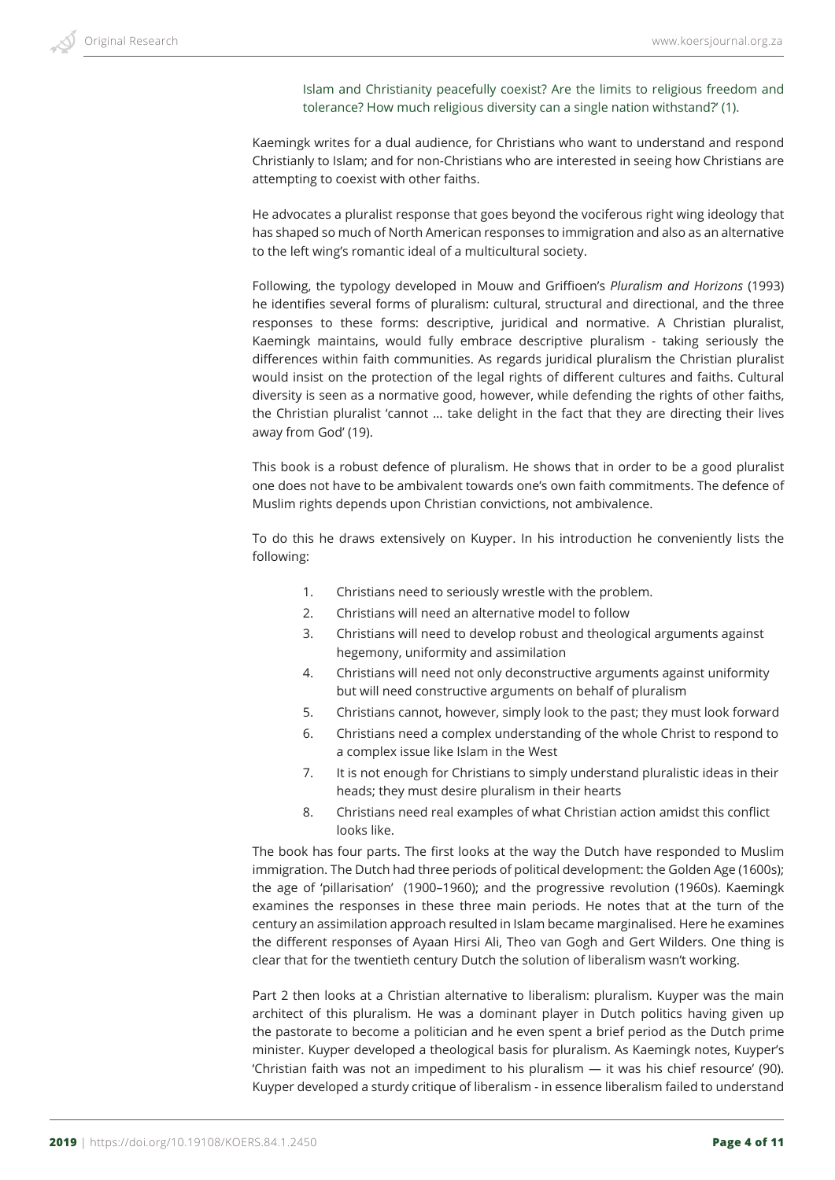Islam and Christianity peacefully coexist? Are the limits to religious freedom and tolerance? How much religious diversity can a single nation withstand?' (1).

Kaemingk writes for a dual audience, for Christians who want to understand and respond Christianly to Islam; and for non-Christians who are interested in seeing how Christians are attempting to coexist with other faiths.

He advocates a pluralist response that goes beyond the vociferous right wing ideology that has shaped so much of North American responses to immigration and also as an alternative to the left wing's romantic ideal of a multicultural society.

Following, the typology developed in Mouw and Griffioen's *Pluralism and Horizons* (1993) he identifies several forms of pluralism: cultural, structural and directional, and the three responses to these forms: descriptive, juridical and normative. A Christian pluralist, Kaemingk maintains, would fully embrace descriptive pluralism - taking seriously the differences within faith communities. As regards juridical pluralism the Christian pluralist would insist on the protection of the legal rights of different cultures and faiths. Cultural diversity is seen as a normative good, however, while defending the rights of other faiths, the Christian pluralist 'cannot … take delight in the fact that they are directing their lives away from God' (19).

This book is a robust defence of pluralism. He shows that in order to be a good pluralist one does not have to be ambivalent towards one's own faith commitments. The defence of Muslim rights depends upon Christian convictions, not ambivalence.

To do this he draws extensively on Kuyper. In his introduction he conveniently lists the following:

1. Christians need to seriously wrestle with the problem.
2. Christians will need an alternative model to follow
3. Christians will need to develop robust and theological arguments against hegemony, uniformity and assimilation
4. Christians will need not only deconstructive arguments against uniformity but will need constructive arguments on behalf of pluralism
5. Christians cannot, however, simply look to the past; they must look forward
6. Christians need a complex understanding of the whole Christ to respond to a complex issue like Islam in the West
7. It is not enough for Christians to simply understand pluralistic ideas in their heads; they must desire pluralism in their hearts
8. Christians need real examples of what Christian action amidst this conflict looks like.

The book has four parts. The first looks at the way the Dutch have responded to Muslim immigration. The Dutch had three periods of political development: the Golden Age (1600s); the age of 'pillarisation' (1900–1960); and the progressive revolution (1960s). Kaemingk examines the responses in these three main periods. He notes that at the turn of the century an assimilation approach resulted in Islam became marginalised. Here he examines the different responses of Ayaan Hirsi Ali, Theo van Gogh and Gert Wilders. One thing is clear that for the twentieth century Dutch the solution of liberalism wasn't working.

Part 2 then looks at a Christian alternative to liberalism: pluralism. Kuyper was the main architect of this pluralism. He was a dominant player in Dutch politics having given up the pastorate to become a politician and he even spent a brief period as the Dutch prime minister. Kuyper developed a theological basis for pluralism. As Kaemingk notes, Kuyper's 'Christian faith was not an impediment to his pluralism — it was his chief resource' (90). Kuyper developed a sturdy critique of liberalism - in essence liberalism failed to understand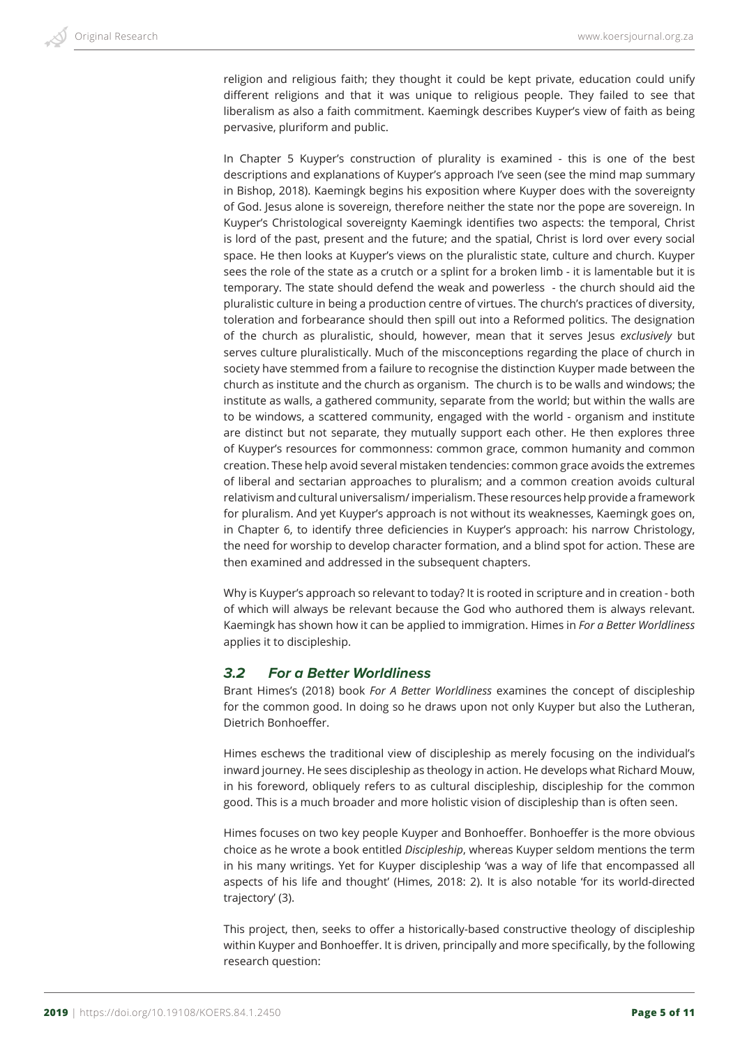religion and religious faith; they thought it could be kept private, education could unify different religions and that it was unique to religious people. They failed to see that liberalism as also a faith commitment. Kaemingk describes Kuyper's view of faith as being pervasive, pluriform and public.

In Chapter 5 Kuyper's construction of plurality is examined - this is one of the best descriptions and explanations of Kuyper's approach I've seen (see the mind map summary in Bishop, 2018). Kaemingk begins his exposition where Kuyper does with the sovereignty of God. Jesus alone is sovereign, therefore neither the state nor the pope are sovereign. In Kuyper's Christological sovereignty Kaemingk identifies two aspects: the temporal, Christ is lord of the past, present and the future; and the spatial, Christ is lord over every social space. He then looks at Kuyper's views on the pluralistic state, culture and church. Kuyper sees the role of the state as a crutch or a splint for a broken limb - it is lamentable but it is temporary. The state should defend the weak and powerless - the church should aid the pluralistic culture in being a production centre of virtues. The church's practices of diversity, toleration and forbearance should then spill out into a Reformed politics. The designation of the church as pluralistic, should, however, mean that it serves Jesus *exclusively* but serves culture pluralistically. Much of the misconceptions regarding the place of church in society have stemmed from a failure to recognise the distinction Kuyper made between the church as institute and the church as organism. The church is to be walls and windows; the institute as walls, a gathered community, separate from the world; but within the walls are to be windows, a scattered community, engaged with the world - organism and institute are distinct but not separate, they mutually support each other. He then explores three of Kuyper's resources for commonness: common grace, common humanity and common creation. These help avoid several mistaken tendencies: common grace avoids the extremes of liberal and sectarian approaches to pluralism; and a common creation avoids cultural relativism and cultural universalism/ imperialism. These resources help provide a framework for pluralism. And yet Kuyper's approach is not without its weaknesses, Kaemingk goes on, in Chapter 6, to identify three deficiencies in Kuyper's approach: his narrow Christology, the need for worship to develop character formation, and a blind spot for action. These are then examined and addressed in the subsequent chapters.

Why is Kuyper's approach so relevant to today? It is rooted in scripture and in creation - both of which will always be relevant because the God who authored them is always relevant. Kaemingk has shown how it can be applied to immigration. Himes in *For a Better Worldliness* applies it to discipleship.

### *3.2 For a Better Worldliness*

Brant Himes's (2018) book *For A Better Worldliness* examines the concept of discipleship for the common good. In doing so he draws upon not only Kuyper but also the Lutheran, Dietrich Bonhoeffer.

Himes eschews the traditional view of discipleship as merely focusing on the individual's inward journey. He sees discipleship as theology in action. He develops what Richard Mouw, in his foreword, obliquely refers to as cultural discipleship, discipleship for the common good. This is a much broader and more holistic vision of discipleship than is often seen.

Himes focuses on two key people Kuyper and Bonhoeffer. Bonhoeffer is the more obvious choice as he wrote a book entitled *Discipleship*, whereas Kuyper seldom mentions the term in his many writings. Yet for Kuyper discipleship 'was a way of life that encompassed all aspects of his life and thought' (Himes, 2018: 2). It is also notable 'for its world-directed trajectory' (3).

This project, then, seeks to offer a historically-based constructive theology of discipleship within Kuyper and Bonhoeffer. It is driven, principally and more specifically, by the following research question: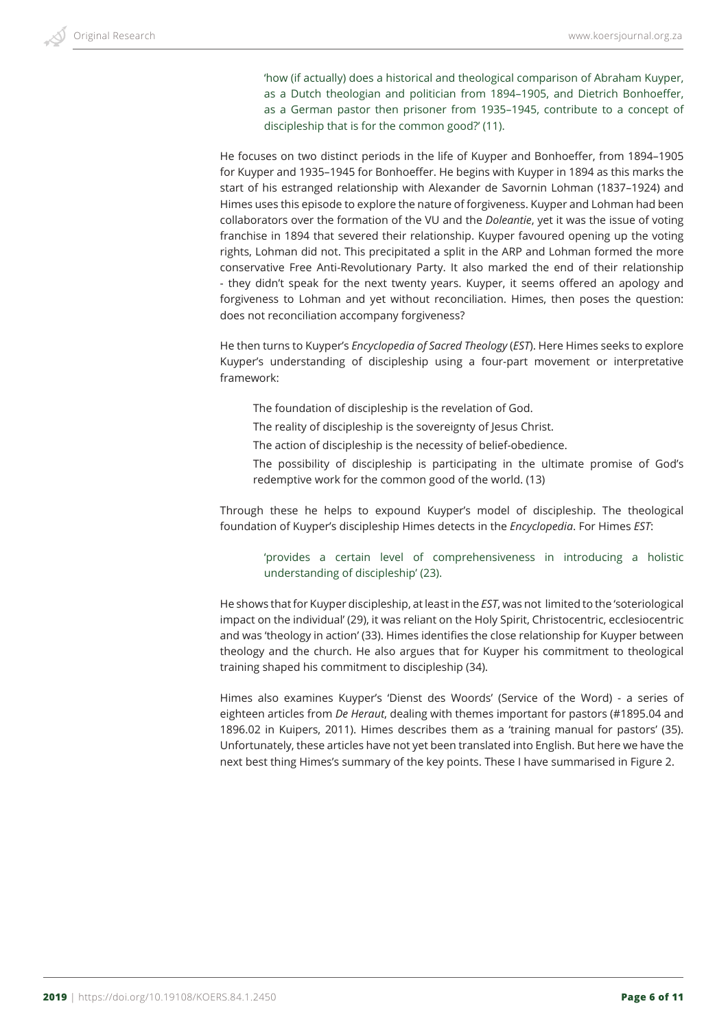> 'how (if actually) does a historical and theological comparison of Abraham Kuyper, as a Dutch theologian and politician from 1894–1905, and Dietrich Bonhoeffer, as a German pastor then prisoner from 1935–1945, contribute to a concept of discipleship that is for the common good?' (11).

He focuses on two distinct periods in the life of Kuyper and Bonhoeffer, from 1894–1905 for Kuyper and 1935–1945 for Bonhoeffer. He begins with Kuyper in 1894 as this marks the start of his estranged relationship with Alexander de Savornin Lohman (1837–1924) and Himes uses this episode to explore the nature of forgiveness. Kuyper and Lohman had been collaborators over the formation of the VU and the *Doleantie*, yet it was the issue of voting franchise in 1894 that severed their relationship. Kuyper favoured opening up the voting rights, Lohman did not. This precipitated a split in the ARP and Lohman formed the more conservative Free Anti-Revolutionary Party. It also marked the end of their relationship - they didn't speak for the next twenty years. Kuyper, it seems offered an apology and forgiveness to Lohman and yet without reconciliation. Himes, then poses the question: does not reconciliation accompany forgiveness?

He then turns to Kuyper's *Encyclopedia of Sacred Theology* (*EST*). Here Himes seeks to explore Kuyper's understanding of discipleship using a four-part movement or interpretative framework:

> The foundation of discipleship is the revelation of God.
>
> The reality of discipleship is the sovereignty of Jesus Christ.
>
> The action of discipleship is the necessity of belief-obedience.
>
> The possibility of discipleship is participating in the ultimate promise of God's redemptive work for the common good of the world. (13)

Through these he helps to expound Kuyper's model of discipleship. The theological foundation of Kuyper's discipleship Himes detects in the *Encyclopedia*. For Himes *EST*:

> 'provides a certain level of comprehensiveness in introducing a holistic understanding of discipleship' (23).

He shows that for Kuyper discipleship, at least in the *EST*, was not limited to the 'soteriological impact on the individual' (29), it was reliant on the Holy Spirit, Christocentric, ecclesiocentric and was 'theology in action' (33). Himes identifies the close relationship for Kuyper between theology and the church. He also argues that for Kuyper his commitment to theological training shaped his commitment to discipleship (34).

Himes also examines Kuyper's 'Dienst des Woords' (Service of the Word) - a series of eighteen articles from *De Heraut*, dealing with themes important for pastors (#1895.04 and 1896.02 in Kuipers, 2011). Himes describes them as a 'training manual for pastors' (35). Unfortunately, these articles have not yet been translated into English. But here we have the next best thing Himes's summary of the key points. These I have summarised in Figure 2.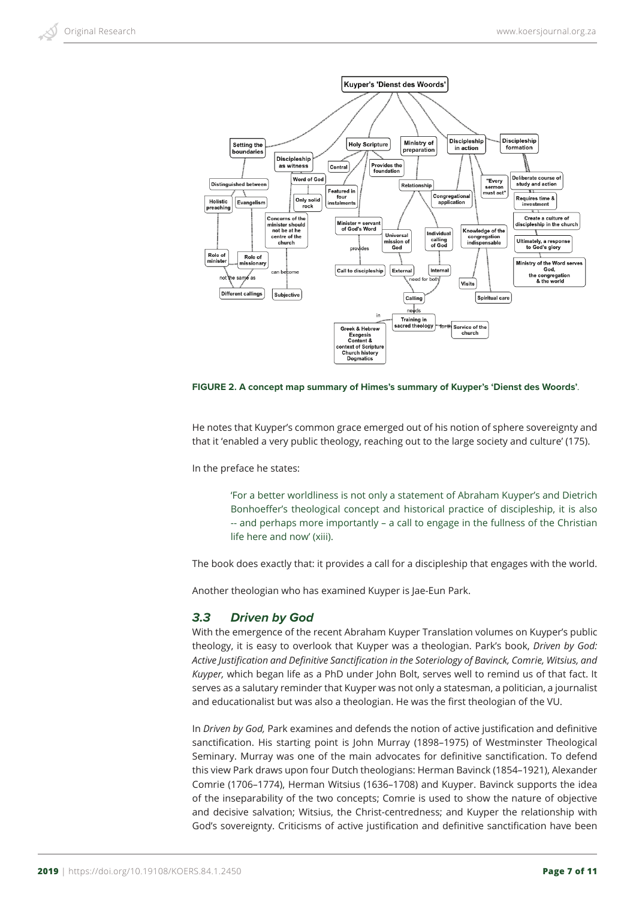**FIGURE 2. A concept map summary of Himes's summary of Kuyper's 'Dienst des Woords'**.

He notes that Kuyper's common grace emerged out of his notion of sphere sovereignty and that it 'enabled a very public theology, reaching out to the large society and culture' (175).

In the preface he states:

> 'For a better worldliness is not only a statement of Abraham Kuyper's and Dietrich Bonhoeffer's theological concept and historical practice of discipleship, it is also -- and perhaps more importantly – a call to engage in the fullness of the Christian life here and now' (xiii).

The book does exactly that: it provides a call for a discipleship that engages with the world.

Another theologian who has examined Kuyper is Jae-Eun Park.

### *3.3 Driven by God*

With the emergence of the recent Abraham Kuyper Translation volumes on Kuyper's public theology, it is easy to overlook that Kuyper was a theologian. Park's book, *Driven by God: Active Justification and Definitive Sanctification in the Soteriology of Bavinck, Comrie, Witsius, and Kuyper,* which began life as a PhD under John Bolt, serves well to remind us of that fact. It serves as a salutary reminder that Kuyper was not only a statesman, a politician, a journalist and educationalist but was also a theologian. He was the first theologian of the VU.

In *Driven by God,* Park examines and defends the notion of active justification and definitive sanctification. His starting point is John Murray (1898–1975) of Westminster Theological Seminary. Murray was one of the main advocates for definitive sanctification. To defend this view Park draws upon four Dutch theologians: Herman Bavinck (1854–1921), Alexander Comrie (1706–1774), Herman Witsius (1636–1708) and Kuyper. Bavinck supports the idea of the inseparability of the two concepts; Comrie is used to show the nature of objective and decisive salvation; Witsius, the Christ-centredness; and Kuyper the relationship with God's sovereignty. Criticisms of active justification and definitive sanctification have been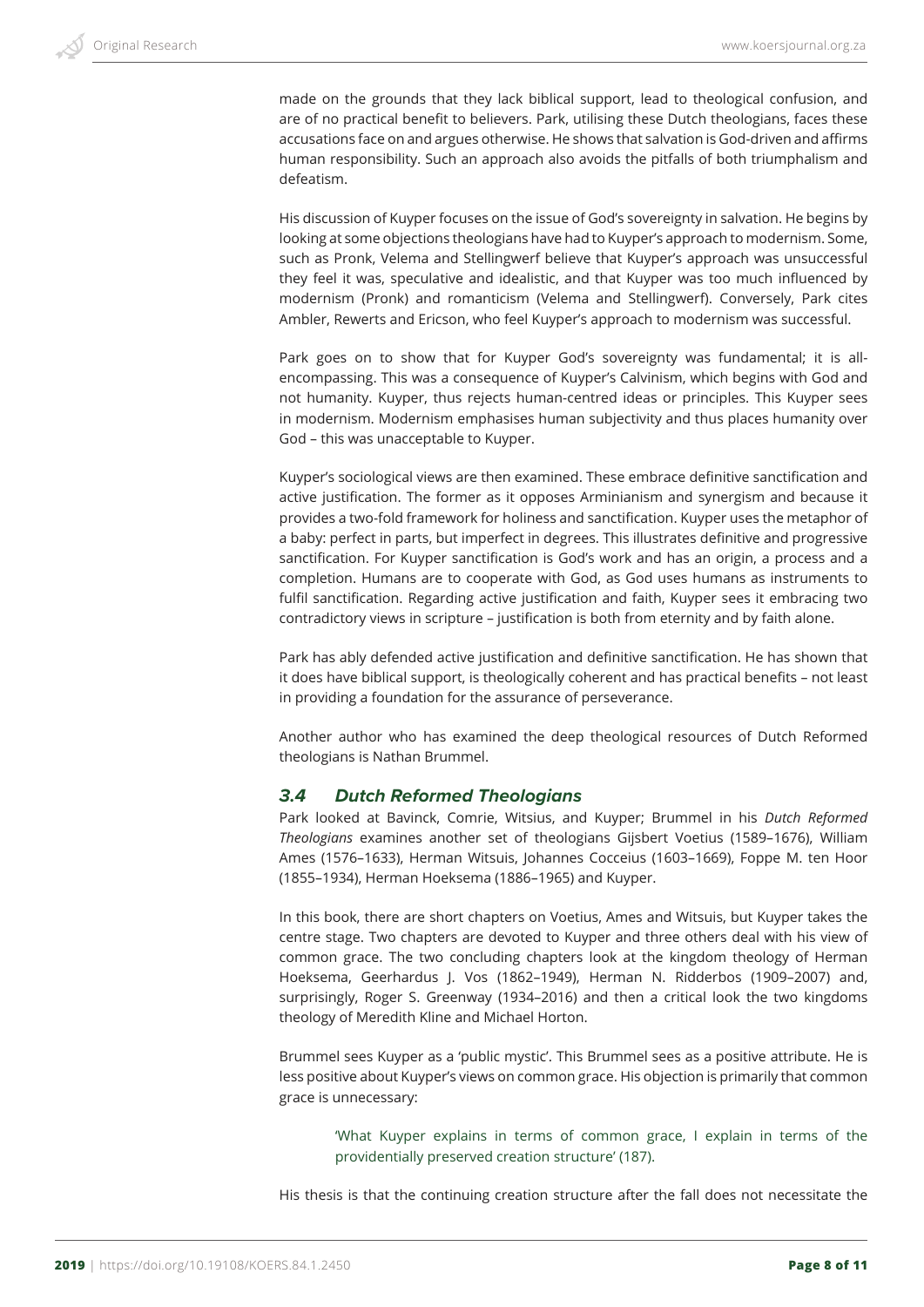made on the grounds that they lack biblical support, lead to theological confusion, and are of no practical benefit to believers. Park, utilising these Dutch theologians, faces these accusations face on and argues otherwise. He shows that salvation is God-driven and affirms human responsibility. Such an approach also avoids the pitfalls of both triumphalism and defeatism.

His discussion of Kuyper focuses on the issue of God's sovereignty in salvation. He begins by looking at some objections theologians have had to Kuyper's approach to modernism. Some, such as Pronk, Velema and Stellingwerf believe that Kuyper's approach was unsuccessful they feel it was, speculative and idealistic, and that Kuyper was too much influenced by modernism (Pronk) and romanticism (Velema and Stellingwerf). Conversely, Park cites Ambler, Rewerts and Ericson, who feel Kuyper's approach to modernism was successful.

Park goes on to show that for Kuyper God's sovereignty was fundamental; it is all-encompassing. This was a consequence of Kuyper's Calvinism, which begins with God and not humanity. Kuyper, thus rejects human-centred ideas or principles. This Kuyper sees in modernism. Modernism emphasises human subjectivity and thus places humanity over God – this was unacceptable to Kuyper.

Kuyper's sociological views are then examined. These embrace definitive sanctification and active justification. The former as it opposes Arminianism and synergism and because it provides a two-fold framework for holiness and sanctification. Kuyper uses the metaphor of a baby: perfect in parts, but imperfect in degrees. This illustrates definitive and progressive sanctification. For Kuyper sanctification is God's work and has an origin, a process and a completion. Humans are to cooperate with God, as God uses humans as instruments to fulfil sanctification. Regarding active justification and faith, Kuyper sees it embracing two contradictory views in scripture – justification is both from eternity and by faith alone.

Park has ably defended active justification and definitive sanctification. He has shown that it does have biblical support, is theologically coherent and has practical benefits – not least in providing a foundation for the assurance of perseverance.

Another author who has examined the deep theological resources of Dutch Reformed theologians is Nathan Brummel.

### 3.4 Dutch Reformed Theologians

Park looked at Bavinck, Comrie, Witsius, and Kuyper; Brummel in his *Dutch Reformed Theologians* examines another set of theologians Gijsbert Voetius (1589–1676), William Ames (1576–1633), Herman Witsuis, Johannes Cocceius (1603–1669), Foppe M. ten Hoor (1855–1934), Herman Hoeksema (1886–1965) and Kuyper.

In this book, there are short chapters on Voetius, Ames and Witsuis, but Kuyper takes the centre stage. Two chapters are devoted to Kuyper and three others deal with his view of common grace. The two concluding chapters look at the kingdom theology of Herman Hoeksema, Geerhardus J. Vos (1862–1949), Herman N. Ridderbos (1909–2007) and, surprisingly, Roger S. Greenway (1934–2016) and then a critical look the two kingdoms theology of Meredith Kline and Michael Horton.

Brummel sees Kuyper as a 'public mystic'. This Brummel sees as a positive attribute. He is less positive about Kuyper's views on common grace. His objection is primarily that common grace is unnecessary:

> 'What Kuyper explains in terms of common grace, I explain in terms of the providentially preserved creation structure' (187).

His thesis is that the continuing creation structure after the fall does not necessitate the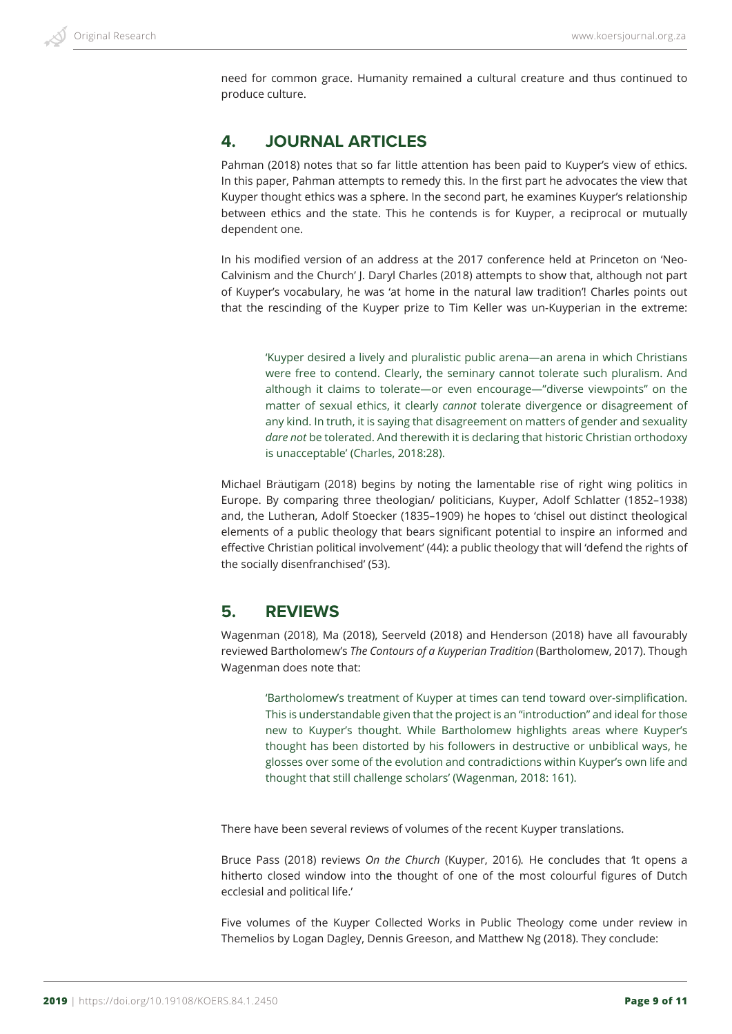need for common grace. Humanity remained a cultural creature and thus continued to produce culture.

## 4. JOURNAL ARTICLES

Pahman (2018) notes that so far little attention has been paid to Kuyper's view of ethics. In this paper, Pahman attempts to remedy this. In the first part he advocates the view that Kuyper thought ethics was a sphere. In the second part, he examines Kuyper's relationship between ethics and the state. This he contends is for Kuyper, a reciprocal or mutually dependent one.

In his modified version of an address at the 2017 conference held at Princeton on 'Neo-Calvinism and the Church' J. Daryl Charles (2018) attempts to show that, although not part of Kuyper's vocabulary, he was 'at home in the natural law tradition'! Charles points out that the rescinding of the Kuyper prize to Tim Keller was un-Kuyperian in the extreme:

> 'Kuyper desired a lively and pluralistic public arena—an arena in which Christians were free to contend. Clearly, the seminary cannot tolerate such pluralism. And although it claims to tolerate—or even encourage—"diverse viewpoints" on the matter of sexual ethics, it clearly *cannot* tolerate divergence or disagreement of any kind. In truth, it is saying that disagreement on matters of gender and sexuality *dare not* be tolerated. And therewith it is declaring that historic Christian orthodoxy is unacceptable' (Charles, 2018:28).

Michael Bräutigam (2018) begins by noting the lamentable rise of right wing politics in Europe. By comparing three theologian/ politicians, Kuyper, Adolf Schlatter (1852–1938) and, the Lutheran, Adolf Stoecker (1835–1909) he hopes to 'chisel out distinct theological elements of a public theology that bears significant potential to inspire an informed and effective Christian political involvement' (44): a public theology that will 'defend the rights of the socially disenfranchised' (53).

## 5. REVIEWS

Wagenman (2018), Ma (2018), Seerveld (2018) and Henderson (2018) have all favourably reviewed Bartholomew's *The Contours of a Kuyperian Tradition* (Bartholomew, 2017). Though Wagenman does note that:

> 'Bartholomew's treatment of Kuyper at times can tend toward over-simplification. This is understandable given that the project is an "introduction" and ideal for those new to Kuyper's thought. While Bartholomew highlights areas where Kuyper's thought has been distorted by his followers in destructive or unbiblical ways, he glosses over some of the evolution and contradictions within Kuyper's own life and thought that still challenge scholars' (Wagenman, 2018: 161).

There have been several reviews of volumes of the recent Kuyper translations.

Bruce Pass (2018) reviews *On the Church* (Kuyper, 2016)*.* He concludes that 'It opens a hitherto closed window into the thought of one of the most colourful figures of Dutch ecclesial and political life.'

Five volumes of the Kuyper Collected Works in Public Theology come under review in Themelios by Logan Dagley, Dennis Greeson, and Matthew Ng (2018). They conclude: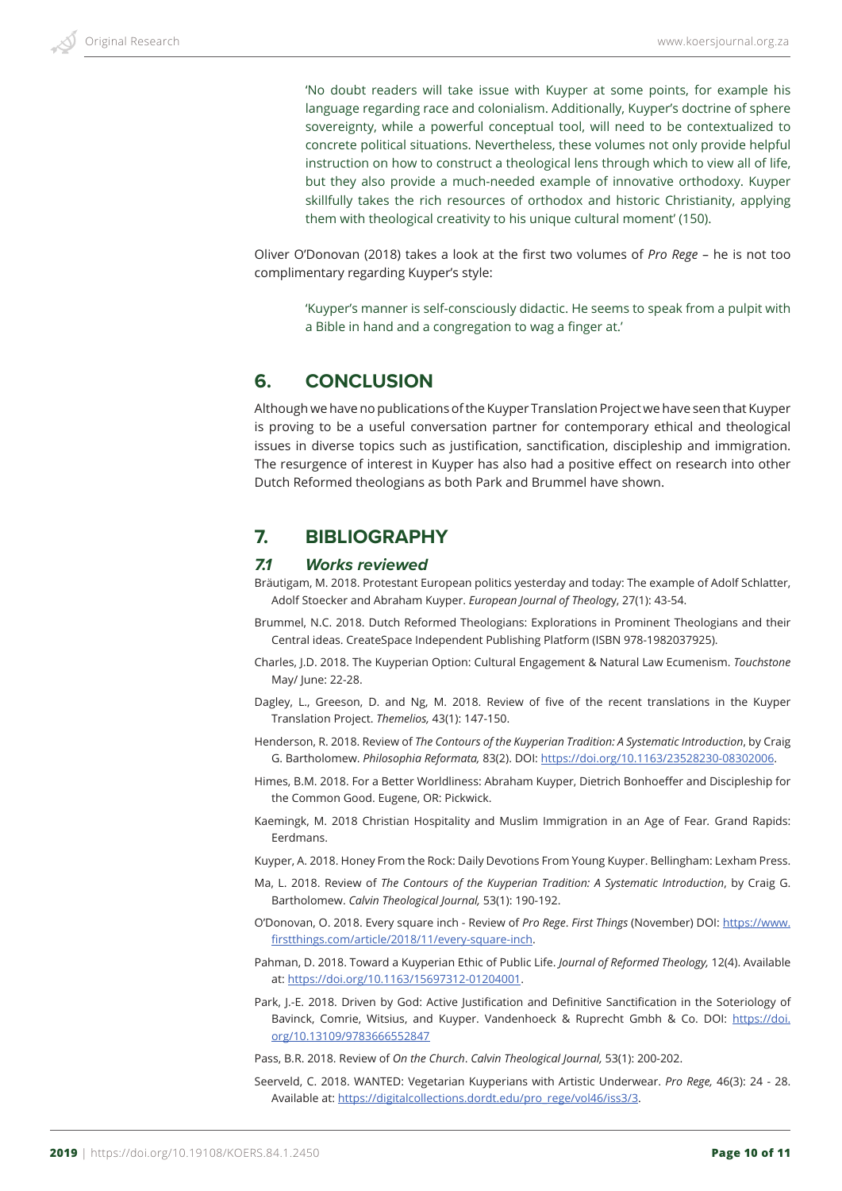> 'No doubt readers will take issue with Kuyper at some points, for example his language regarding race and colonialism. Additionally, Kuyper's doctrine of sphere sovereignty, while a powerful conceptual tool, will need to be contextualized to concrete political situations. Nevertheless, these volumes not only provide helpful instruction on how to construct a theological lens through which to view all of life, but they also provide a much-needed example of innovative orthodoxy. Kuyper skillfully takes the rich resources of orthodox and historic Christianity, applying them with theological creativity to his unique cultural moment' (150).

Oliver O'Donovan (2018) takes a look at the first two volumes of *Pro Rege* – he is not too complimentary regarding Kuyper's style:

> 'Kuyper's manner is self-consciously didactic. He seems to speak from a pulpit with a Bible in hand and a congregation to wag a finger at.'

## 6. CONCLUSION

Although we have no publications of the Kuyper Translation Project we have seen that Kuyper is proving to be a useful conversation partner for contemporary ethical and theological issues in diverse topics such as justification, sanctification, discipleship and immigration. The resurgence of interest in Kuyper has also had a positive effect on research into other Dutch Reformed theologians as both Park and Brummel have shown.

## 7. BIBLIOGRAPHY

### 7.1 Works reviewed

Bräutigam, M. 2018. Protestant European politics yesterday and today: The example of Adolf Schlatter, Adolf Stoecker and Abraham Kuyper. *European Journal of Theology*, 27(1): 43-54.

Brummel, N.C. 2018. Dutch Reformed Theologians: Explorations in Prominent Theologians and their Central ideas. CreateSpace Independent Publishing Platform (ISBN 978-1982037925).

Charles, J.D. 2018. The Kuyperian Option: Cultural Engagement & Natural Law Ecumenism. *Touchstone* May/ June: 22-28.

Dagley, L., Greeson, D. and Ng, M. 2018. Review of five of the recent translations in the Kuyper Translation Project. *Themelios,* 43(1): 147-150.

Henderson, R. 2018. Review of *The Contours of the Kuyperian Tradition: A Systematic Introduction*, by Craig G. Bartholomew. *Philosophia Reformata,* 83(2). DOI: https://doi.org/10.1163/23528230-08302006.

Himes, B.M. 2018. For a Better Worldliness: Abraham Kuyper, Dietrich Bonhoeffer and Discipleship for the Common Good. Eugene, OR: Pickwick.

Kaemingk, M. 2018 Christian Hospitality and Muslim Immigration in an Age of Fear. Grand Rapids: Eerdmans.

Kuyper, A. 2018. Honey From the Rock: Daily Devotions From Young Kuyper. Bellingham: Lexham Press.

Ma, L. 2018. Review of *The Contours of the Kuyperian Tradition: A Systematic Introduction*, by Craig G. Bartholomew. *Calvin Theological Journal,* 53(1): 190-192.

O'Donovan, O. 2018. Every square inch - Review of *Pro Rege*. *First Things* (November) DOI: https://www.firstthings.com/article/2018/11/every-square-inch.

Pahman, D. 2018. Toward a Kuyperian Ethic of Public Life. *Journal of Reformed Theology,* 12(4). Available at: https://doi.org/10.1163/15697312-01204001.

Park, J.-E. 2018. Driven by God: Active Justification and Definitive Sanctification in the Soteriology of Bavinck, Comrie, Witsius, and Kuyper. Vandenhoeck & Ruprecht Gmbh & Co. DOI: https://doi.org/10.13109/9783666552847

Pass, B.R. 2018. Review of *On the Church*. *Calvin Theological Journal,* 53(1): 200-202.

Seerveld, C. 2018. WANTED: Vegetarian Kuyperians with Artistic Underwear. *Pro Rege,* 46(3): 24 - 28. Available at: https://digitalcollections.dordt.edu/pro_rege/vol46/iss3/3.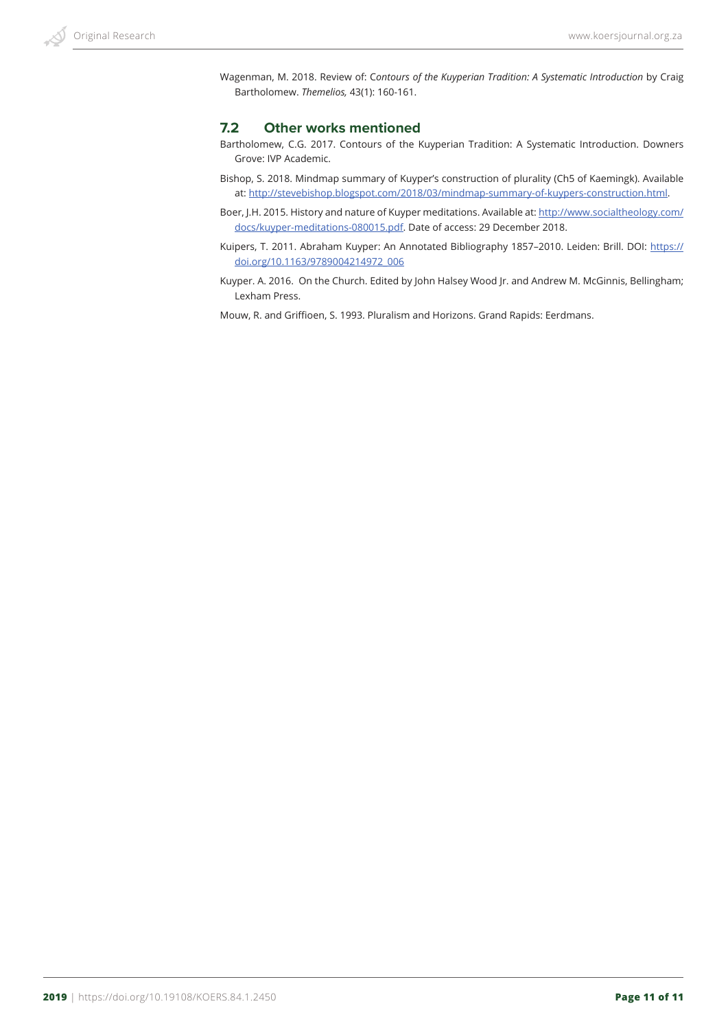Wagenman, M. 2018. Review of: C*ontours of the Kuyperian Tradition: A Systematic Introduction* by Craig Bartholomew. *Themelios,* 43(1): 160-161.

## 7.2 Other works mentioned

Bartholomew, C.G. 2017. Contours of the Kuyperian Tradition: A Systematic Introduction. Downers Grove: IVP Academic.

Bishop, S. 2018. Mindmap summary of Kuyper's construction of plurality (Ch5 of Kaemingk). Available at: http://stevebishop.blogspot.com/2018/03/mindmap-summary-of-kuypers-construction.html.

Boer, J.H. 2015. History and nature of Kuyper meditations. Available at: http://www.socialtheology.com/docs/kuyper-meditations-080015.pdf. Date of access: 29 December 2018.

Kuipers, T. 2011. Abraham Kuyper: An Annotated Bibliography 1857–2010. Leiden: Brill. DOI: https://doi.org/10.1163/9789004214972_006

Kuyper. A. 2016. On the Church. Edited by John Halsey Wood Jr. and Andrew M. McGinnis, Bellingham; Lexham Press.

Mouw, R. and Griffioen, S. 1993. Pluralism and Horizons. Grand Rapids: Eerdmans.